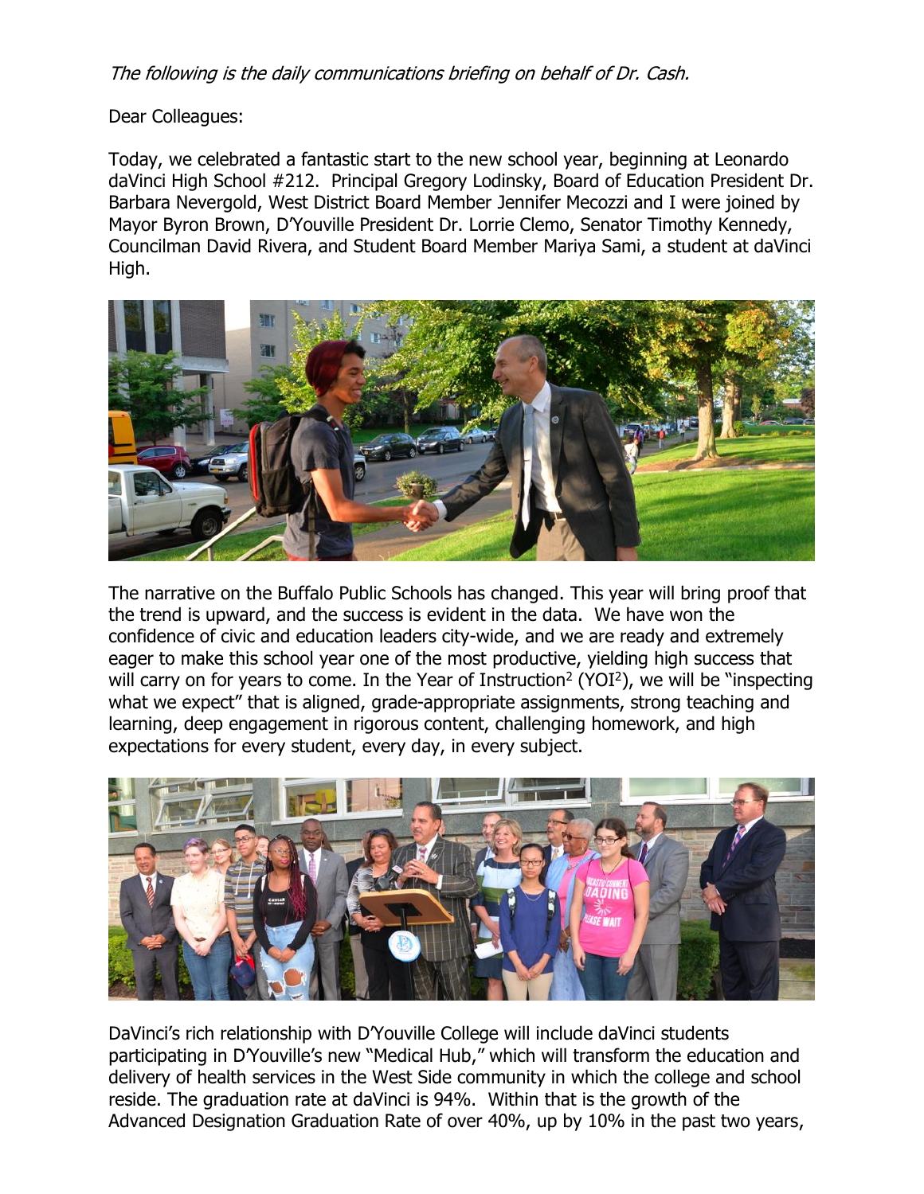*The following is the daily communications briefing on behalf of Dr. Cash.*

Dear Colleagues:

Today, we celebrated a fantastic start to the new school year, beginning at Leonardo daVinci High School #212. Principal Gregory Lodinsky, Board of Education President Dr. Barbara Nevergold, West District Board Member Jennifer Mecozzi and I were joined by Mayor Byron Brown, D'Youville President Dr. Lorrie Clemo, Senator Timothy Kennedy, Councilman David Rivera, and Student Board Member Mariya Sami, a student at daVinci High.

The narrative on the Buffalo Public Schools has changed. This year will bring proof that the trend is upward, and the success is evident in the data. We have won the confidence of civic and education leaders city-wide, and we are ready and extremely eager to make this school year one of the most productive, yielding high success that will carry on for years to come. In the Year of Instruction$^2$ (YOI$^2$), we will be "inspecting what we expect" that is aligned, grade-appropriate assignments, strong teaching and learning, deep engagement in rigorous content, challenging homework, and high expectations for every student, every day, in every subject.

DaVinci's rich relationship with D'Youville College will include daVinci students participating in D'Youville's new "Medical Hub," which will transform the education and delivery of health services in the West Side community in which the college and school reside. The graduation rate at daVinci is 94%. Within that is the growth of the Advanced Designation Graduation Rate of over 40%, up by 10% in the past two years,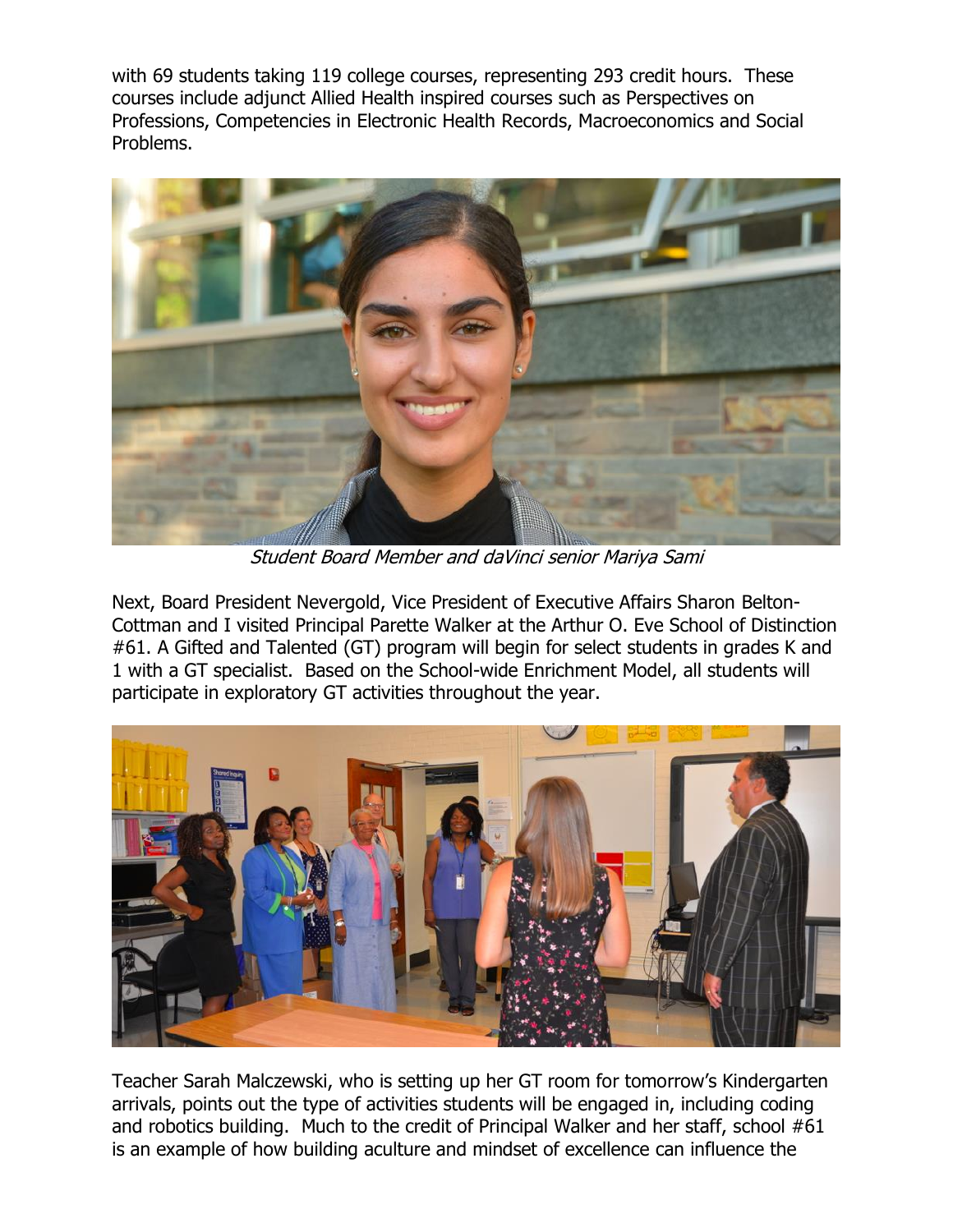with 69 students taking 119 college courses, representing 293 credit hours. These courses include adjunct Allied Health inspired courses such as Perspectives on Professions, Competencies in Electronic Health Records, Macroeconomics and Social Problems.

*Student Board Member and daVinci senior Mariya Sami*

Next, Board President Nevergold, Vice President of Executive Affairs Sharon Belton-Cottman and I visited Principal Parette Walker at the Arthur O. Eve School of Distinction #61. A Gifted and Talented (GT) program will begin for select students in grades K and 1 with a GT specialist. Based on the School-wide Enrichment Model, all students will participate in exploratory GT activities throughout the year.

Teacher Sarah Malczewski, who is setting up her GT room for tomorrow's Kindergarten arrivals, points out the type of activities students will be engaged in, including coding and robotics building. Much to the credit of Principal Walker and her staff, school #61 is an example of how building aculture and mindset of excellence can influence the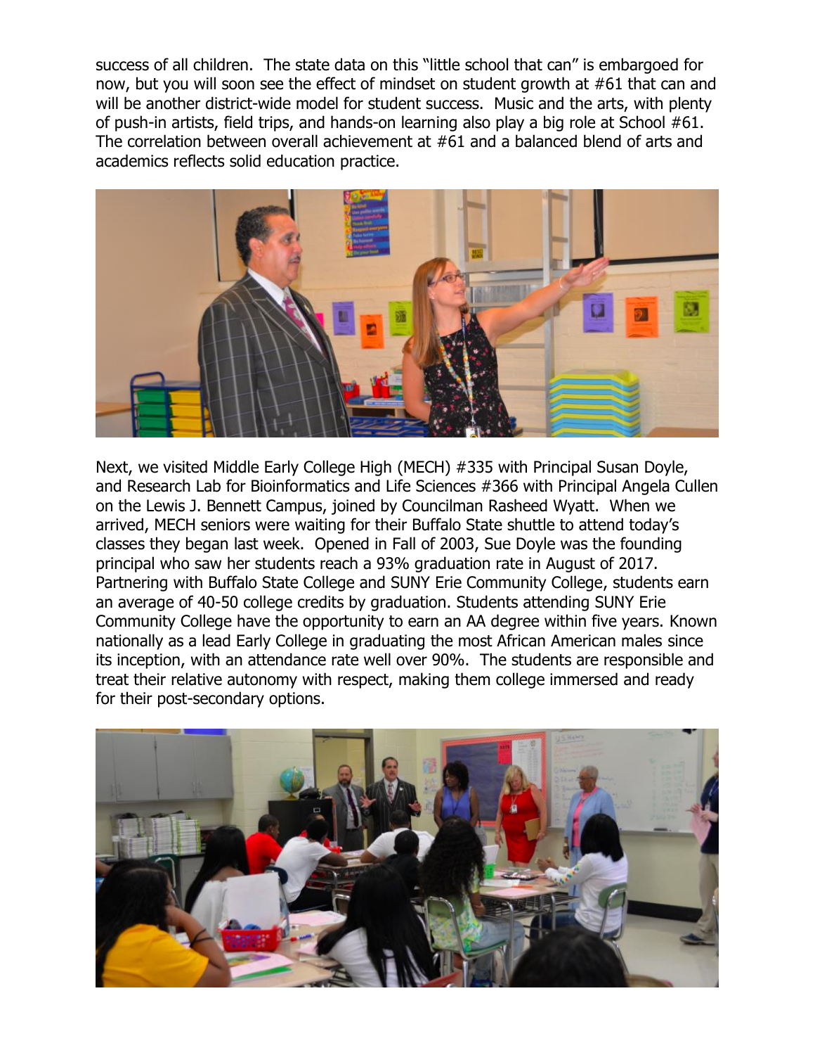success of all children. The state data on this "little school that can" is embargoed for now, but you will soon see the effect of mindset on student growth at #61 that can and will be another district-wide model for student success. Music and the arts, with plenty of push-in artists, field trips, and hands-on learning also play a big role at School #61. The correlation between overall achievement at #61 and a balanced blend of arts and academics reflects solid education practice.

Next, we visited Middle Early College High (MECH) #335 with Principal Susan Doyle, and Research Lab for Bioinformatics and Life Sciences #366 with Principal Angela Cullen on the Lewis J. Bennett Campus, joined by Councilman Rasheed Wyatt. When we arrived, MECH seniors were waiting for their Buffalo State shuttle to attend today's classes they began last week. Opened in Fall of 2003, Sue Doyle was the founding principal who saw her students reach a 93% graduation rate in August of 2017. Partnering with Buffalo State College and SUNY Erie Community College, students earn an average of 40-50 college credits by graduation. Students attending SUNY Erie Community College have the opportunity to earn an AA degree within five years. Known nationally as a lead Early College in graduating the most African American males since its inception, with an attendance rate well over 90%. The students are responsible and treat their relative autonomy with respect, making them college immersed and ready for their post-secondary options.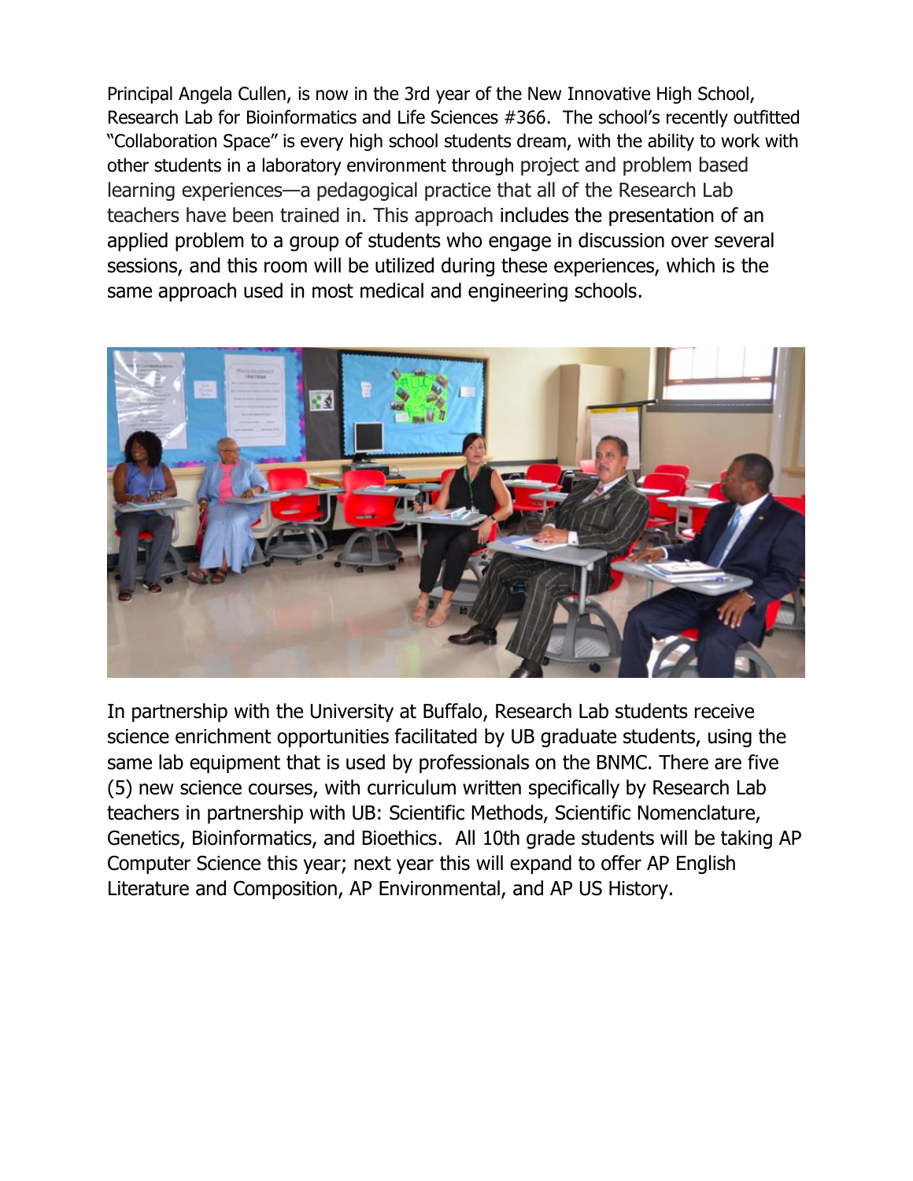Principal Angela Cullen, is now in the 3rd year of the New Innovative High School, Research Lab for Bioinformatics and Life Sciences #366. The school's recently outfitted "Collaboration Space" is every high school students dream, with the ability to work with other students in a laboratory environment through project and problem based learning experiences—a pedagogical practice that all of the Research Lab teachers have been trained in. This approach includes the presentation of an applied problem to a group of students who engage in discussion over several sessions, and this room will be utilized during these experiences, which is the same approach used in most medical and engineering schools.

In partnership with the University at Buffalo, Research Lab students receive science enrichment opportunities facilitated by UB graduate students, using the same lab equipment that is used by professionals on the BNMC. There are five (5) new science courses, with curriculum written specifically by Research Lab teachers in partnership with UB: Scientific Methods, Scientific Nomenclature, Genetics, Bioinformatics, and Bioethics. All 10th grade students will be taking AP Computer Science this year; next year this will expand to offer AP English Literature and Composition, AP Environmental, and AP US History.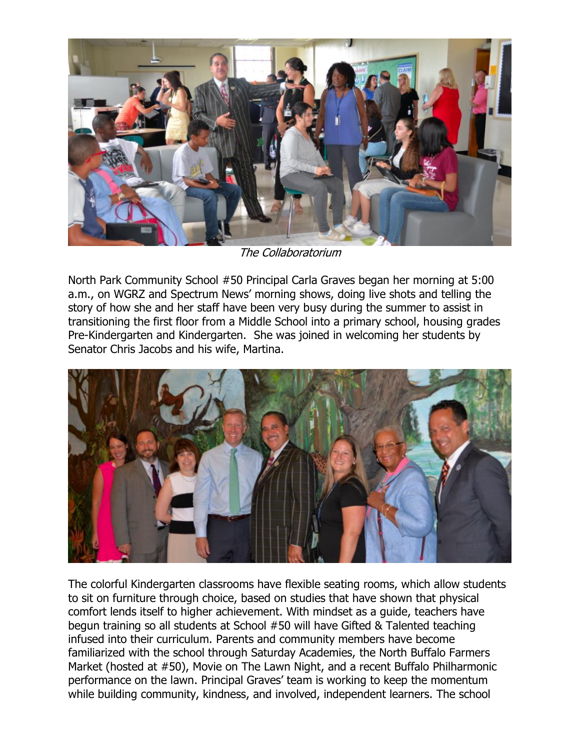*The Collaboratorium*

North Park Community School #50 Principal Carla Graves began her morning at 5:00 a.m., on WGRZ and Spectrum News' morning shows, doing live shots and telling the story of how she and her staff have been very busy during the summer to assist in transitioning the first floor from a Middle School into a primary school, housing grades Pre-Kindergarten and Kindergarten. She was joined in welcoming her students by Senator Chris Jacobs and his wife, Martina.

The colorful Kindergarten classrooms have flexible seating rooms, which allow students to sit on furniture through choice, based on studies that have shown that physical comfort lends itself to higher achievement. With mindset as a guide, teachers have begun training so all students at School #50 will have Gifted & Talented teaching infused into their curriculum. Parents and community members have become familiarized with the school through Saturday Academies, the North Buffalo Farmers Market (hosted at #50), Movie on The Lawn Night, and a recent Buffalo Philharmonic performance on the lawn. Principal Graves' team is working to keep the momentum while building community, kindness, and involved, independent learners. The school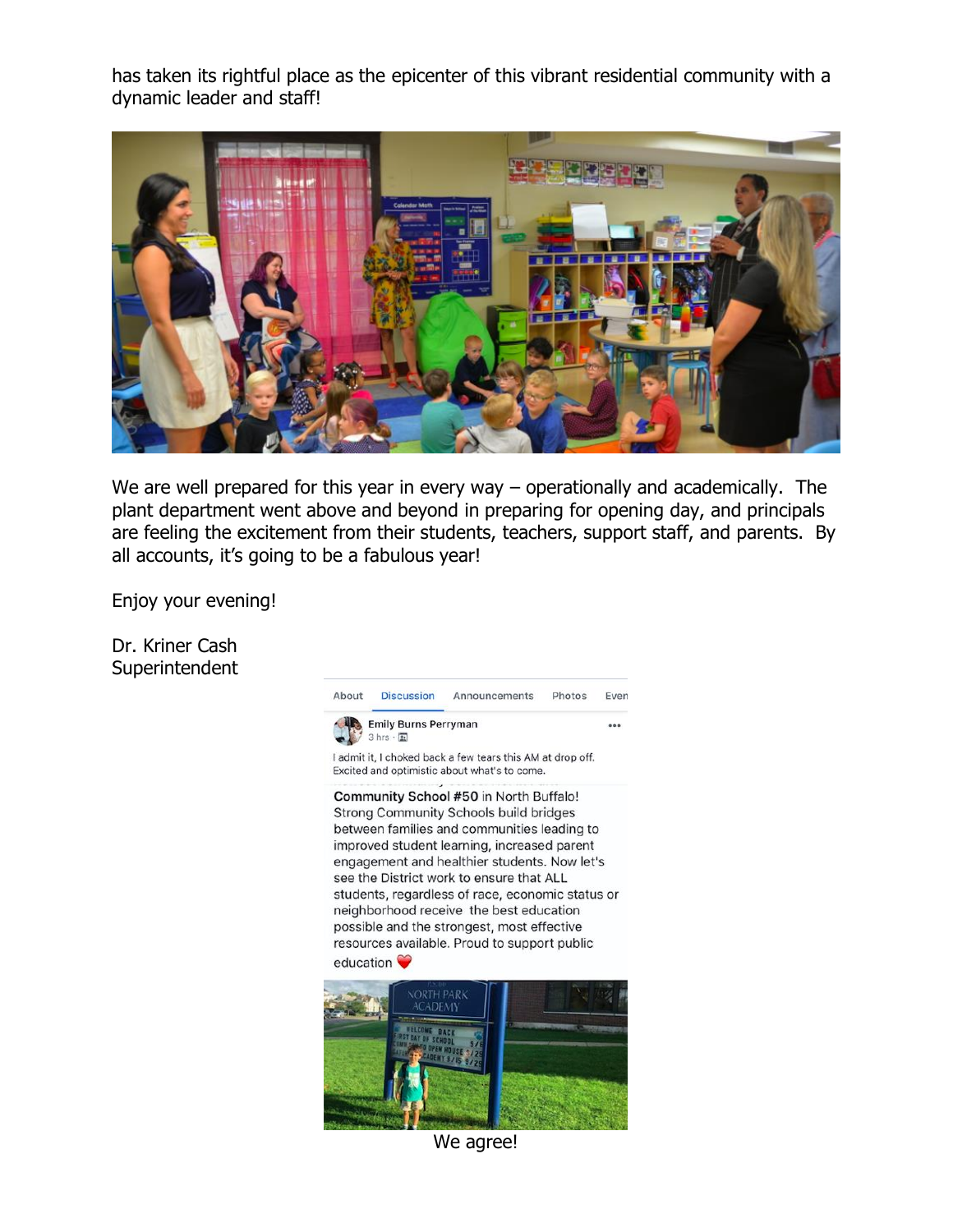has taken its rightful place as the epicenter of this vibrant residential community with a dynamic leader and staff!

We are well prepared for this year in every way – operationally and academically. The plant department went above and beyond in preparing for opening day, and principals are feeling the excitement from their students, teachers, support staff, and parents. By all accounts, it's going to be a fabulous year!

Enjoy your evening!

Dr. Kriner Cash
Superintendent

About Discussion Announcements Photos Even

Emily Burns Perryman
3 hrs ·

I admit it, I choked back a few tears this AM at drop off. Excited and optimistic about what's to come.

**Community School #50** in North Buffalo! Strong Community Schools build bridges between families and communities leading to improved student learning, increased parent engagement and healthier students. Now let's see the District work to ensure that ALL students, regardless of race, economic status or neighborhood receive the best education possible and the strongest, most effective resources available. Proud to support public education ❤️

We agree!